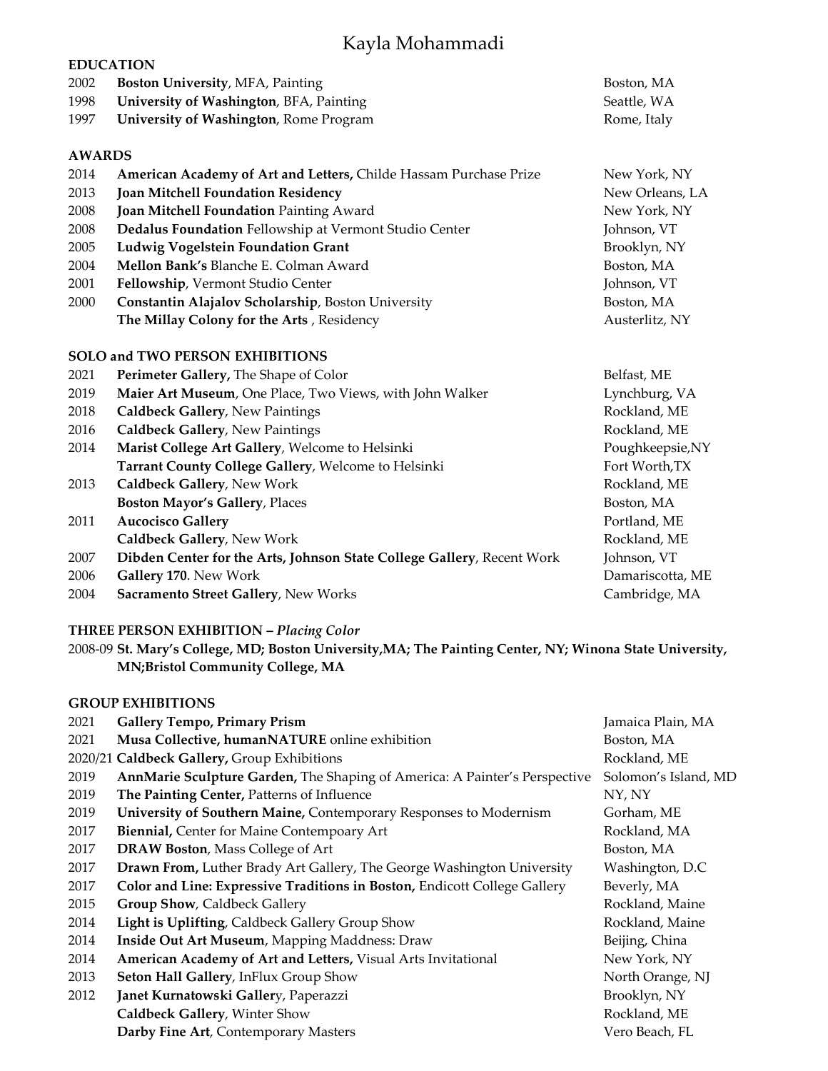# Kayla Mohammadi

## EDUCATION

| | | |
|---|---|---|
| 2002 | **Boston University**, MFA, Painting | Boston, MA |
| 1998 | **University of Washington**, BFA, Painting | Seattle, WA |
| 1997 | **University of Washington**, Rome Program | Rome, Italy |

## AWARDS

| | | |
|---|---|---|
| 2014 | **American Academy of Art and Letters,** Childe Hassam Purchase Prize | New York, NY |
| 2013 | **Joan Mitchell Foundation Residency** | New Orleans, LA |
| 2008 | **Joan Mitchell Foundation** Painting Award | New York, NY |
| 2008 | **Dedalus Foundation** Fellowship at Vermont Studio Center | Johnson, VT |
| 2005 | **Ludwig Vogelstein Foundation Grant** | Brooklyn, NY |
| 2004 | **Mellon Bank's** Blanche E. Colman Award | Boston, MA |
| 2001 | **Fellowship**, Vermont Studio Center | Johnson, VT |
| 2000 | **Constantin Alajalov Scholarship**, Boston University | Boston, MA |
| | **The Millay Colony for the Arts** , Residency | Austerlitz, NY |

## SOLO and TWO PERSON EXHIBITIONS

| | | |
|---|---|---|
| 2021 | **Perimeter Gallery,** The Shape of Color | Belfast, ME |
| 2019 | **Maier Art Museum**, One Place, Two Views, with John Walker | Lynchburg, VA |
| 2018 | **Caldbeck Gallery**, New Paintings | Rockland, ME |
| 2016 | **Caldbeck Gallery**, New Paintings | Rockland, ME |
| 2014 | **Marist College Art Gallery**, Welcome to Helsinki | Poughkeepsie,NY |
| | **Tarrant County College Gallery**, Welcome to Helsinki | Fort Worth,TX |
| 2013 | **Caldbeck Gallery**, New Work | Rockland, ME |
| | **Boston Mayor's Gallery**, Places | Boston, MA |
| 2011 | **Aucocisco Gallery** | Portland, ME |
| | **Caldbeck Gallery**, New Work | Rockland, ME |
| 2007 | **Dibden Center for the Arts, Johnson State College Gallery**, Recent Work | Johnson, VT |
| 2006 | **Gallery 170**. New Work | Damariscotta, ME |
| 2004 | **Sacramento Street Gallery**, New Works | Cambridge, MA |

## THREE PERSON EXHIBITION – *Placing Color*

2008-09 **St. Mary's College, MD; Boston University,MA; The Painting Center, NY; Winona State University, MN;Bristol Community College, MA**

## GROUP EXHIBITIONS

| | | |
|---|---|---|
| 2021 | **Gallery Tempo, Primary Prism** | Jamaica Plain, MA |
| 2021 | **Musa Collective, humanNATURE** online exhibition | Boston, MA |
| 2020/21 | **Caldbeck Gallery,** Group Exhibitions | Rockland, ME |
| 2019 | **AnnMarie Sculpture Garden,** The Shaping of America: A Painter's Perspective | Solomon's Island, MD |
| 2019 | **The Painting Center,** Patterns of Influence | NY, NY |
| 2019 | **University of Southern Maine,** Contemporary Responses to Modernism | Gorham, ME |
| 2017 | **Biennial,** Center for Maine Contempoary Art | Rockland, MA |
| 2017 | **DRAW Boston**, Mass College of Art | Boston, MA |
| 2017 | **Drawn From,** Luther Brady Art Gallery, The George Washington University | Washington, D.C |
| 2017 | **Color and Line: Expressive Traditions in Boston,** Endicott College Gallery | Beverly, MA |
| 2015 | **Group Show**, Caldbeck Gallery | Rockland, Maine |
| 2014 | **Light is Uplifting**, Caldbeck Gallery Group Show | Rockland, Maine |
| 2014 | **Inside Out Art Museum**, Mapping Maddness: Draw | Beijing, China |
| 2014 | **American Academy of Art and Letters,** Visual Arts Invitational | New York, NY |
| 2013 | **Seton Hall Gallery**, InFlux Group Show | North Orange, NJ |
| 2012 | **Janet Kurnatowski Galler**y, Paperazzi | Brooklyn, NY |
| | **Caldbeck Gallery**, Winter Show | Rockland, ME |
| | **Darby Fine Art**, Contemporary Masters | Vero Beach, FL |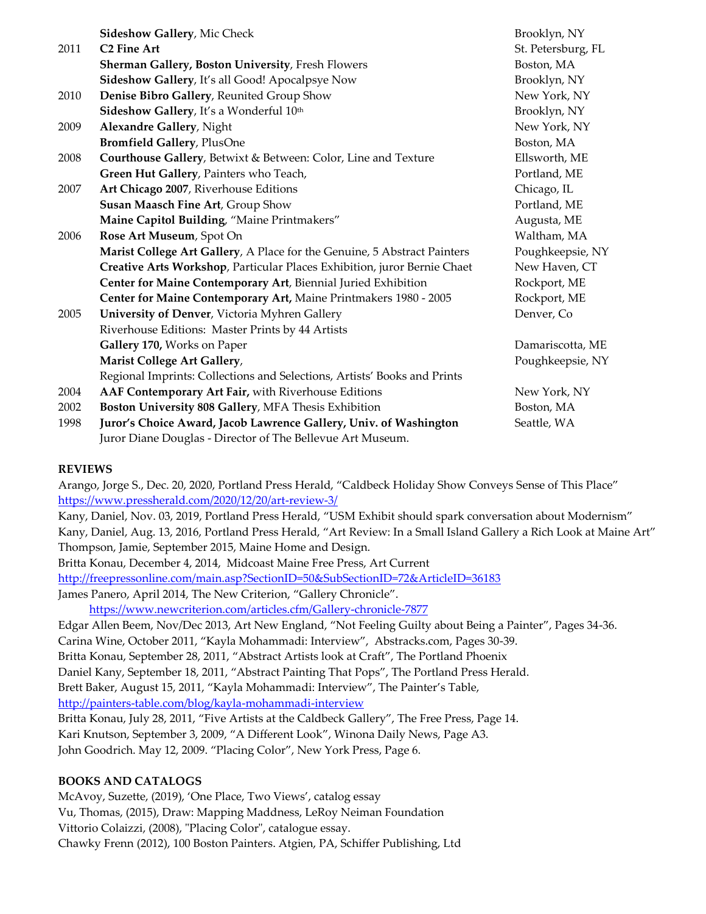| | | |
|---|---|---|
| | **Sideshow Gallery**, Mic Check | Brooklyn, NY |
| 2011 | **C2 Fine Art** | St. Petersburg, FL |
| | **Sherman Gallery, Boston University**, Fresh Flowers | Boston, MA |
| | **Sideshow Gallery**, It's all Good! Apocalpsye Now | Brooklyn, NY |
| 2010 | **Denise Bibro Gallery**, Reunited Group Show | New York, NY |
| | **Sideshow Gallery**, It's a Wonderful 10th | Brooklyn, NY |
| 2009 | **Alexandre Gallery**, Night | New York, NY |
| | **Bromfield Gallery**, PlusOne | Boston, MA |
| 2008 | **Courthouse Gallery**, Betwixt & Between: Color, Line and Texture | Ellsworth, ME |
| | **Green Hut Gallery**, Painters who Teach, | Portland, ME |
| 2007 | **Art Chicago 2007**, Riverhouse Editions | Chicago, IL |
| | **Susan Maasch Fine Art**, Group Show | Portland, ME |
| | **Maine Capitol Building**, "Maine Printmakers" | Augusta, ME |
| 2006 | **Rose Art Museum**, Spot On | Waltham, MA |
| | **Marist College Art Gallery**, A Place for the Genuine, 5 Abstract Painters | Poughkeepsie, NY |
| | **Creative Arts Workshop**, Particular Places Exhibition, juror Bernie Chaet | New Haven, CT |
| | **Center for Maine Contemporary Art**, Biennial Juried Exhibition | Rockport, ME |
| | **Center for Maine Contemporary Art,** Maine Printmakers 1980 - 2005 | Rockport, ME |
| 2005 | **University of Denver**, Victoria Myhren Gallery<br>Riverhouse Editions: Master Prints by 44 Artists | Denver, Co |
| | **Gallery 170,** Works on Paper | Damariscotta, ME |
| | **Marist College Art Gallery**,<br>Regional Imprints: Collections and Selections, Artists' Books and Prints | Poughkeepsie, NY |
| 2004 | **AAF Contemporary Art Fair,** with Riverhouse Editions | New York, NY |
| 2002 | **Boston University 808 Gallery**, MFA Thesis Exhibition | Boston, MA |
| 1998 | **Juror's Choice Award, Jacob Lawrence Gallery, Univ. of Washington**<br>Juror Diane Douglas - Director of The Bellevue Art Museum. | Seattle, WA |

**REVIEWS**

Arango, Jorge S., Dec. 20, 2020, Portland Press Herald, "Caldbeck Holiday Show Conveys Sense of This Place"
https://www.pressherald.com/2020/12/20/art-review-3/
Kany, Daniel, Nov. 03, 2019, Portland Press Herald, "USM Exhibit should spark conversation about Modernism"
Kany, Daniel, Aug. 13, 2016, Portland Press Herald, "Art Review: In a Small Island Gallery a Rich Look at Maine Art"
Thompson, Jamie, September 2015, Maine Home and Design.
Britta Konau, December 4, 2014, Midcoast Maine Free Press, Art Current
http://freepressonline.com/main.asp?SectionID=50&SubSectionID=72&ArticleID=36183
James Panero, April 2014, The New Criterion, "Gallery Chronicle".
https://www.newcriterion.com/articles.cfm/Gallery-chronicle-7877
Edgar Allen Beem, Nov/Dec 2013, Art New England, "Not Feeling Guilty about Being a Painter", Pages 34-36.
Carina Wine, October 2011, "Kayla Mohammadi: Interview", Abstracks.com, Pages 30-39.
Britta Konau, September 28, 2011, "Abstract Artists look at Craft", The Portland Phoenix
Daniel Kany, September 18, 2011, "Abstract Painting That Pops", The Portland Press Herald.
Brett Baker, August 15, 2011, "Kayla Mohammadi: Interview", The Painter's Table,
http://painters-table.com/blog/kayla-mohammadi-interview
Britta Konau, July 28, 2011, "Five Artists at the Caldbeck Gallery", The Free Press, Page 14.
Kari Knutson, September 3, 2009, "A Different Look", Winona Daily News, Page A3.
John Goodrich. May 12, 2009. "Placing Color", New York Press, Page 6.

**BOOKS AND CATALOGS**

McAvoy, Suzette, (2019), 'One Place, Two Views', catalog essay
Vu, Thomas, (2015), Draw: Mapping Maddness, LeRoy Neiman Foundation
Vittorio Colaizzi, (2008), "Placing Color", catalogue essay.
Chawky Frenn (2012), 100 Boston Painters. Atgien, PA, Schiffer Publishing, Ltd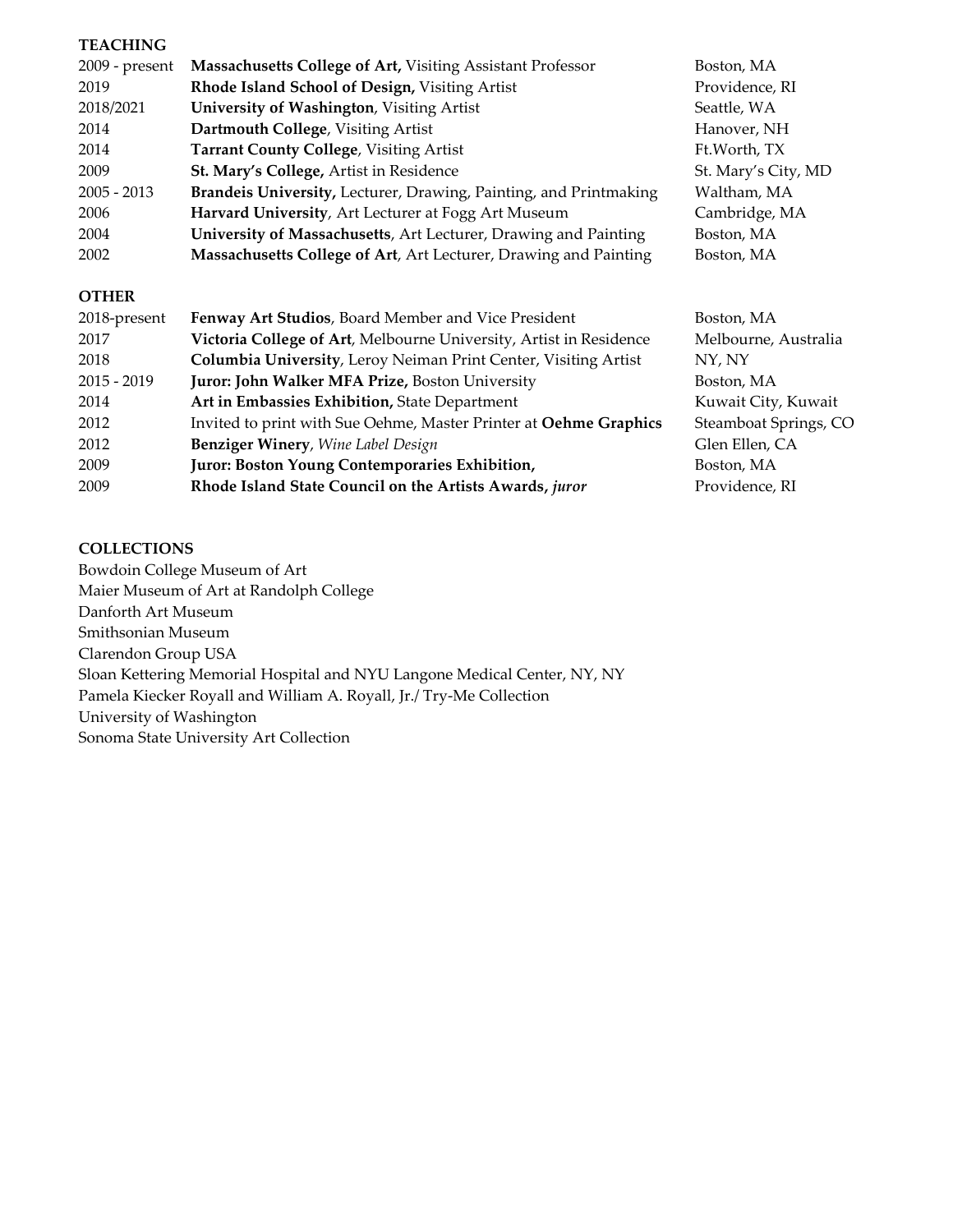**TEACHING**

| | | |
|---|---|---|
| 2009 - present | **Massachusetts College of Art,** Visiting Assistant Professor | Boston, MA |
| 2019 | **Rhode Island School of Design,** Visiting Artist | Providence, RI |
| 2018/2021 | **University of Washington**, Visiting Artist | Seattle, WA |
| 2014 | **Dartmouth College**, Visiting Artist | Hanover, NH |
| 2014 | **Tarrant County College**, Visiting Artist | Ft.Worth, TX |
| 2009 | **St. Mary's College,** Artist in Residence | St. Mary's City, MD |
| 2005 - 2013 | **Brandeis University,** Lecturer, Drawing, Painting, and Printmaking | Waltham, MA |
| 2006 | **Harvard University**, Art Lecturer at Fogg Art Museum | Cambridge, MA |
| 2004 | **University of Massachusetts**, Art Lecturer, Drawing and Painting | Boston, MA |
| 2002 | **Massachusetts College of Art**, Art Lecturer, Drawing and Painting | Boston, MA |

**OTHER**

| | | |
|---|---|---|
| 2018-present | **Fenway Art Studios**, Board Member and Vice President | Boston, MA |
| 2017 | **Victoria College of Art**, Melbourne University, Artist in Residence | Melbourne, Australia |
| 2018 | **Columbia University**, Leroy Neiman Print Center, Visiting Artist | NY, NY |
| 2015 - 2019 | **Juror: John Walker MFA Prize,** Boston University | Boston, MA |
| 2014 | **Art in Embassies Exhibition,** State Department | Kuwait City, Kuwait |
| 2012 | Invited to print with Sue Oehme, Master Printer at **Oehme Graphics** | Steamboat Springs, CO |
| 2012 | **Benziger Winery**, *Wine Label Design* | Glen Ellen, CA |
| 2009 | **Juror: Boston Young Contemporaries Exhibition,** | Boston, MA |
| 2009 | **Rhode Island State Council on the Artists Awards,** ***juror*** | Providence, RI |

**COLLECTIONS**

Bowdoin College Museum of Art
Maier Museum of Art at Randolph College
Danforth Art Museum
Smithsonian Museum
Clarendon Group USA
Sloan Kettering Memorial Hospital and NYU Langone Medical Center, NY, NY
Pamela Kiecker Royall and William A. Royall, Jr./ Try-Me Collection
University of Washington
Sonoma State University Art Collection